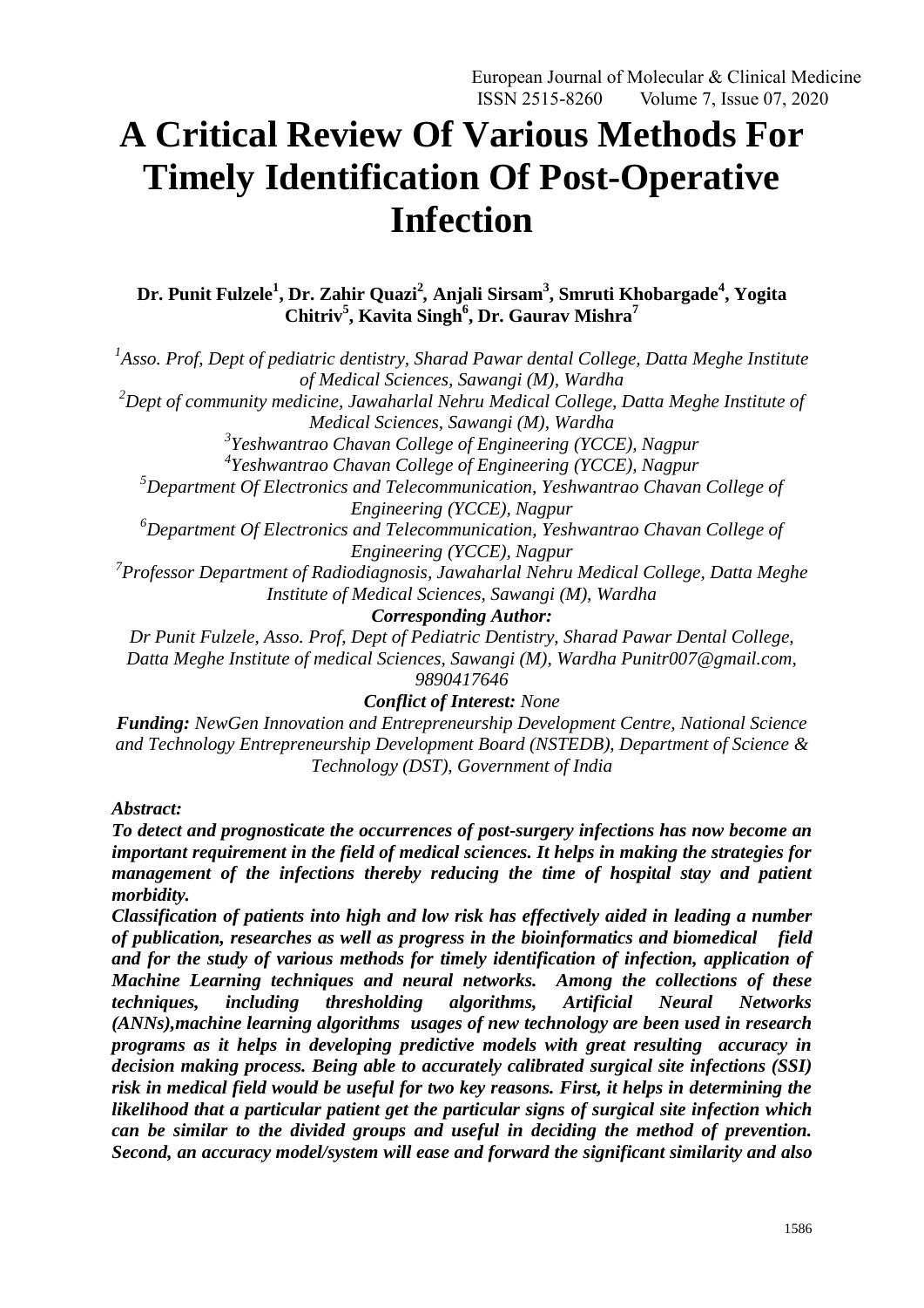# A Critical Review Of Various Methods For Timely Identification Of Post-Operative Infection

**Dr. Punit Fulzele[1], Dr. Zahir Quazi[2], Anjali Sirsam[3], Smruti Khobargade[4], Yogita Chitriv[5], Kavita Singh[6], Dr. Gaurav Mishra[7]**

*[1]Asso. Prof, Dept of pediatric dentistry, Sharad Pawar dental College, Datta Meghe Institute of Medical Sciences, Sawangi (M), Wardha*

*[2]Dept of community medicine, Jawaharlal Nehru Medical College, Datta Meghe Institute of Medical Sciences, Sawangi (M), Wardha*

*[3]Yeshwantrao Chavan College of Engineering (YCCE), Nagpur*

*[4]Yeshwantrao Chavan College of Engineering (YCCE), Nagpur*

*[5]Department Of Electronics and Telecommunication, Yeshwantrao Chavan College of Engineering (YCCE), Nagpur*

*[6]Department Of Electronics and Telecommunication, Yeshwantrao Chavan College of Engineering (YCCE), Nagpur*

*[7]Professor Department of Radiodiagnosis, Jawaharlal Nehru Medical College, Datta Meghe Institute of Medical Sciences, Sawangi (M), Wardha*

***Corresponding Author:***

*Dr Punit Fulzele, Asso. Prof, Dept of Pediatric Dentistry, Sharad Pawar Dental College, Datta Meghe Institute of medical Sciences, Sawangi (M), Wardha Punitr007@gmail.com, 9890417646*

***Conflict of Interest:*** *None*

***Funding:*** *NewGen Innovation and Entrepreneurship Development Centre, National Science and Technology Entrepreneurship Development Board (NSTEDB), Department of Science & Technology (DST), Government of India*

***Abstract:***

***To detect and prognosticate the occurrences of post-surgery infections has now become an important requirement in the field of medical sciences. It helps in making the strategies for management of the infections thereby reducing the time of hospital stay and patient morbidity.***

***Classification of patients into high and low risk has effectively aided in leading a number of publication, researches as well as progress in the bioinformatics and biomedical field and for the study of various methods for timely identification of infection, application of Machine Learning techniques and neural networks. Among the collections of these techniques, including thresholding algorithms, Artificial Neural Networks (ANNs),machine learning algorithms usages of new technology are been used in research programs as it helps in developing predictive models with great resulting accuracy in decision making process. Being able to accurately calibrated surgical site infections (SSI) risk in medical field would be useful for two key reasons. First, it helps in determining the likelihood that a particular patient get the particular signs of surgical site infection which can be similar to the divided groups and useful in deciding the method of prevention. Second, an accuracy model/system will ease and forward the significant similarity and also***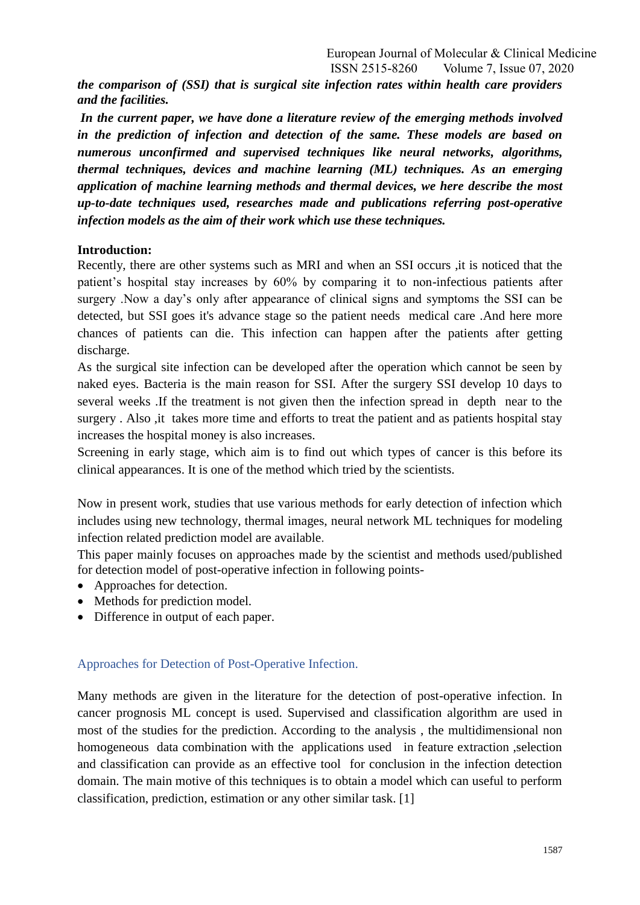***the comparison of (SSI) that is surgical site infection rates within health care providers and the facilities.***

***In the current paper, we have done a literature review of the emerging methods involved in the prediction of infection and detection of the same. These models are based on numerous unconfirmed and supervised techniques like neural networks, algorithms, thermal techniques, devices and machine learning (ML) techniques. As an emerging application of machine learning methods and thermal devices, we here describe the most up-to-date techniques used, researches made and publications referring post-operative infection models as the aim of their work which use these techniques.***

**Introduction:**

Recently, there are other systems such as MRI and when an SSI occurs ,it is noticed that the patient's hospital stay increases by 60% by comparing it to non-infectious patients after surgery .Now a day's only after appearance of clinical signs and symptoms the SSI can be detected, but SSI goes it's advance stage so the patient needs medical care .And here more chances of patients can die. This infection can happen after the patients after getting discharge.

As the surgical site infection can be developed after the operation which cannot be seen by naked eyes. Bacteria is the main reason for SSI. After the surgery SSI develop 10 days to several weeks .If the treatment is not given then the infection spread in depth near to the surgery . Also ,it takes more time and efforts to treat the patient and as patients hospital stay increases the hospital money is also increases.

Screening in early stage, which aim is to find out which types of cancer is this before its clinical appearances. It is one of the method which tried by the scientists.

Now in present work, studies that use various methods for early detection of infection which includes using new technology, thermal images, neural network ML techniques for modeling infection related prediction model are available.

This paper mainly focuses on approaches made by the scientist and methods used/published for detection model of post-operative infection in following points-

- Approaches for detection.
- Methods for prediction model.
- Difference in output of each paper.

## Approaches for Detection of Post-Operative Infection.

Many methods are given in the literature for the detection of post-operative infection. In cancer prognosis ML concept is used. Supervised and classification algorithm are used in most of the studies for the prediction. According to the analysis , the multidimensional non homogeneous data combination with the applications used in feature extraction ,selection and classification can provide as an effective tool for conclusion in the infection detection domain. The main motive of this techniques is to obtain a model which can useful to perform classification, prediction, estimation or any other similar task. [1]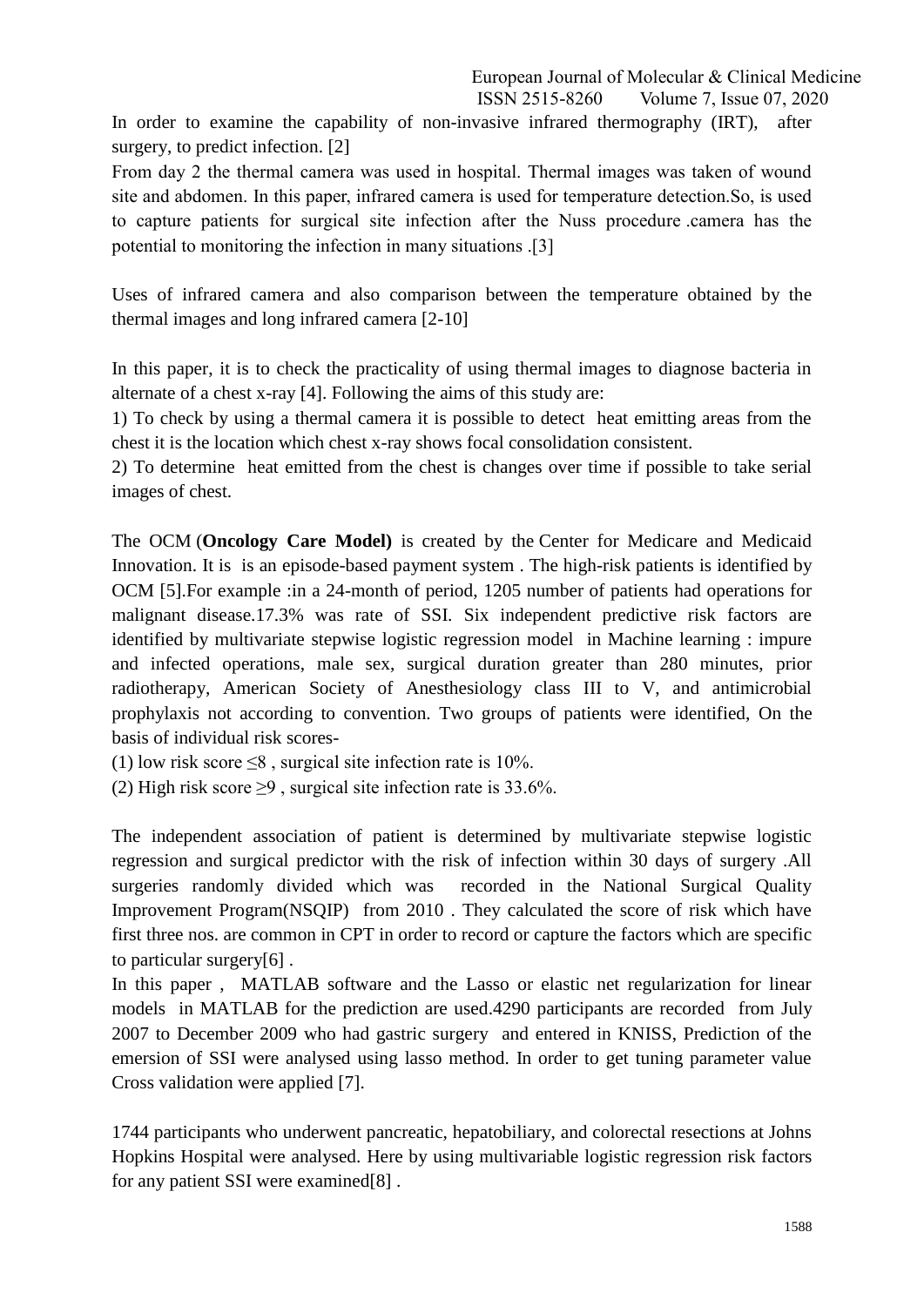In order to examine the capability of non-invasive infrared thermography (IRT), after surgery, to predict infection. [2]

From day 2 the thermal camera was used in hospital. Thermal images was taken of wound site and abdomen. In this paper, infrared camera is used for temperature detection.So, is used to capture patients for surgical site infection after the Nuss procedure .camera has the potential to monitoring the infection in many situations .[3]

Uses of infrared camera and also comparison between the temperature obtained by the thermal images and long infrared camera [2-10]

In this paper, it is to check the practicality of using thermal images to diagnose bacteria in alternate of a chest x-ray [4]. Following the aims of this study are:

1) To check by using a thermal camera it is possible to detect heat emitting areas from the chest it is the location which chest x-ray shows focal consolidation consistent.

2) To determine heat emitted from the chest is changes over time if possible to take serial images of chest.

The OCM (**Oncology Care Model)** is created by the Center for Medicare and Medicaid Innovation. It is is an episode-based payment system . The high-risk patients is identified by OCM [5].For example :in a 24-month of period, 1205 number of patients had operations for malignant disease.17.3% was rate of SSI. Six independent predictive risk factors are identified by multivariate stepwise logistic regression model in Machine learning : impure and infected operations, male sex, surgical duration greater than 280 minutes, prior radiotherapy, American Society of Anesthesiology class III to V, and antimicrobial prophylaxis not according to convention. Two groups of patients were identified, On the basis of individual risk scores-

(1) low risk score ≤8 , surgical site infection rate is 10%.

(2) High risk score ≥9 , surgical site infection rate is 33.6%.

The independent association of patient is determined by multivariate stepwise logistic regression and surgical predictor with the risk of infection within 30 days of surgery .All surgeries randomly divided which was recorded in the National Surgical Quality Improvement Program(NSQIP) from 2010 . They calculated the score of risk which have first three nos. are common in CPT in order to record or capture the factors which are specific to particular surgery[6] .

In this paper , MATLAB software and the Lasso or elastic net regularization for linear models in MATLAB for the prediction are used.4290 participants are recorded from July 2007 to December 2009 who had gastric surgery and entered in KNISS, Prediction of the emersion of SSI were analysed using lasso method. In order to get tuning parameter value Cross validation were applied [7].

1744 participants who underwent pancreatic, hepatobiliary, and colorectal resections at Johns Hopkins Hospital were analysed. Here by using multivariable logistic regression risk factors for any patient SSI were examined[8] .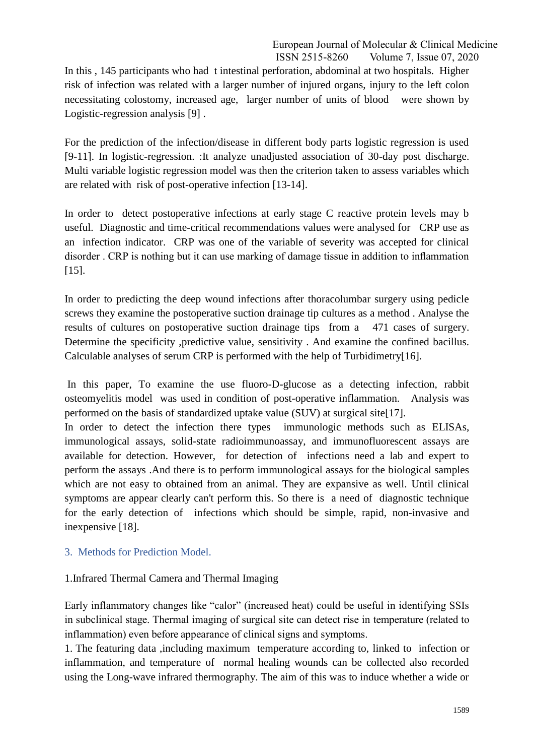In this , 145 participants who had t intestinal perforation, abdominal at two hospitals. Higher risk of infection was related with a larger number of injured organs, injury to the left colon necessitating colostomy, increased age, larger number of units of blood were shown by Logistic-regression analysis [9] .

For the prediction of the infection/disease in different body parts logistic regression is used [9-11]. In logistic-regression. :It analyze unadjusted association of 30-day post discharge. Multi variable logistic regression model was then the criterion taken to assess variables which are related with risk of post-operative infection [13-14].

In order to detect postoperative infections at early stage C reactive protein levels may b useful. Diagnostic and time-critical recommendations values were analysed for CRP use as an infection indicator. CRP was one of the variable of severity was accepted for clinical disorder . CRP is nothing but it can use marking of damage tissue in addition to inflammation [15].

In order to predicting the deep wound infections after thoracolumbar surgery using pedicle screws they examine the postoperative suction drainage tip cultures as a method . Analyse the results of cultures on postoperative suction drainage tips from a 471 cases of surgery. Determine the specificity ,predictive value, sensitivity . And examine the confined bacillus. Calculable analyses of serum CRP is performed with the help of Turbidimetry[16].

In this paper, To examine the use fluoro-D-glucose as a detecting infection, rabbit osteomyelitis model was used in condition of post-operative inflammation. Analysis was performed on the basis of standardized uptake value (SUV) at surgical site[17].

In order to detect the infection there types immunologic methods such as ELISAs, immunological assays, solid-state radioimmunoassay, and immunofluorescent assays are available for detection. However, for detection of infections need a lab and expert to perform the assays .And there is to perform immunological assays for the biological samples which are not easy to obtained from an animal. They are expansive as well. Until clinical symptoms are appear clearly can't perform this. So there is a need of diagnostic technique for the early detection of infections which should be simple, rapid, non-invasive and inexpensive [18].

## 3. Methods for Prediction Model.

1.Infrared Thermal Camera and Thermal Imaging

Early inflammatory changes like "calor" (increased heat) could be useful in identifying SSIs in subclinical stage. Thermal imaging of surgical site can detect rise in temperature (related to inflammation) even before appearance of clinical signs and symptoms.

1. The featuring data ,including maximum temperature according to, linked to infection or inflammation, and temperature of normal healing wounds can be collected also recorded using the Long-wave infrared thermography. The aim of this was to induce whether a wide or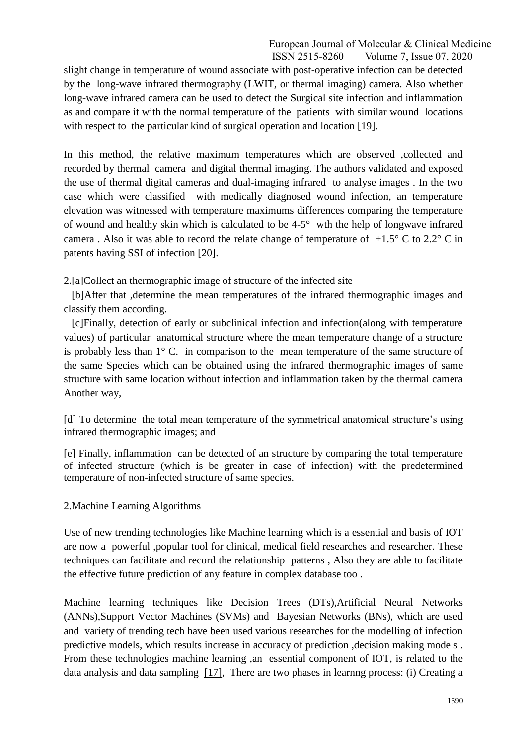slight change in temperature of wound associate with post-operative infection can be detected by the long-wave infrared thermography (LWIT, or thermal imaging) camera. Also whether long-wave infrared camera can be used to detect the Surgical site infection and inflammation as and compare it with the normal temperature of the patients with similar wound locations with respect to the particular kind of surgical operation and location [19].

In this method, the relative maximum temperatures which are observed ,collected and recorded by thermal camera and digital thermal imaging. The authors validated and exposed the use of thermal digital cameras and dual-imaging infrared to analyse images . In the two case which were classified with medically diagnosed wound infection, an temperature elevation was witnessed with temperature maximums differences comparing the temperature of wound and healthy skin which is calculated to be 4-5° wth the help of longwave infrared camera . Also it was able to record the relate change of temperature of +1.5° C to 2.2° C in patents having SSI of infection [20].

2.[a]Collect an thermographic image of structure of the infected site

[b]After that ,determine the mean temperatures of the infrared thermographic images and classify them according.

[c]Finally, detection of early or subclinical infection and infection(along with temperature values) of particular anatomical structure where the mean temperature change of a structure is probably less than 1° C. in comparison to the mean temperature of the same structure of the same Species which can be obtained using the infrared thermographic images of same structure with same location without infection and inflammation taken by the thermal camera Another way,

[d] To determine the total mean temperature of the symmetrical anatomical structure's using infrared thermographic images; and

[e] Finally, inflammation can be detected of an structure by comparing the total temperature of infected structure (which is be greater in case of infection) with the predetermined temperature of non-infected structure of same species.

2.Machine Learning Algorithms

Use of new trending technologies like Machine learning which is a essential and basis of IOT are now a powerful ,popular tool for clinical, medical field researches and researcher. These techniques can facilitate and record the relationship patterns , Also they are able to facilitate the effective future prediction of any feature in complex database too .

Machine learning techniques like Decision Trees (DTs),Artificial Neural Networks (ANNs),Support Vector Machines (SVMs) and Bayesian Networks (BNs), which are used and variety of trending tech have been used various researches for the modelling of infection predictive models, which results increase in accuracy of prediction ,decision making models . From these technologies machine learning ,an essential component of IOT, is related to the data analysis and data sampling [17], There are two phases in learnng process: (i) Creating a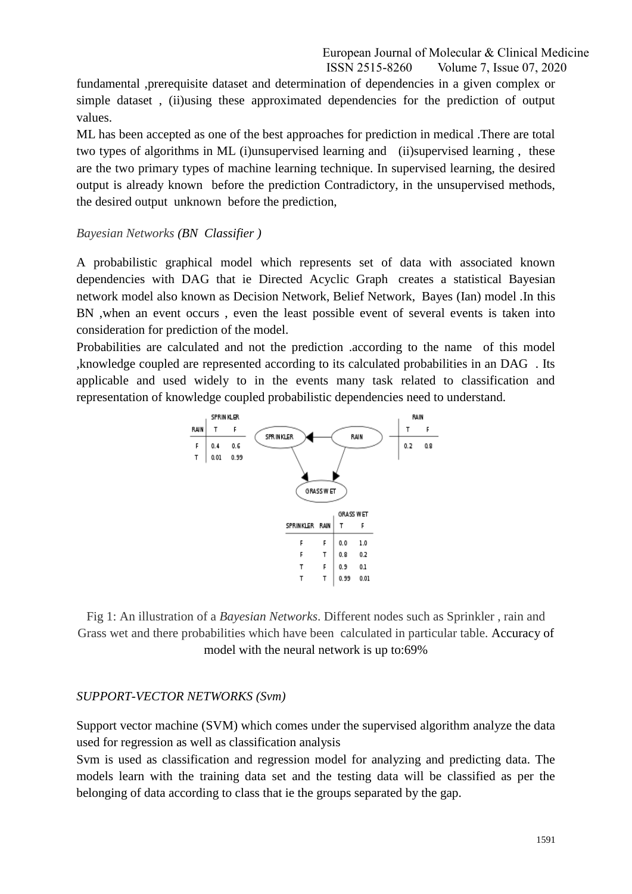fundamental ,prerequisite dataset and determination of dependencies in a given complex or simple dataset , (ii)using these approximated dependencies for the prediction of output values.

ML has been accepted as one of the best approaches for prediction in medical .There are total two types of algorithms in ML (i)unsupervised learning and (ii)supervised learning , these are the two primary types of machine learning technique. In supervised learning, the desired output is already known before the prediction Contradictory, in the unsupervised methods, the desired output unknown before the prediction,

*Bayesian Networks (BN Classifier )*

A probabilistic graphical model which represents set of data with associated known dependencies with DAG that ie Directed Acyclic Graph creates a statistical Bayesian network model also known as Decision Network, Belief Network, Bayes (Ian) model .In this BN ,when an event occurs , even the least possible event of several events is taken into consideration for prediction of the model.

Probabilities are calculated and not the prediction .according to the name of this model ,knowledge coupled are represented according to its calculated probabilities in an DAG . Its applicable and used widely to in the events many task related to classification and representation of knowledge coupled probabilistic dependencies need to understand.

| RAIN | SPRINKLER T | SPRINKLER F |
|---|---|---|
| F | 0.4 | 0.6 |
| T | 0.01 | 0.99 |

| RAIN T | RAIN F |
|---|---|
| 0.2 | 0.8 |

| SPRINKLER | RAIN | GRASS WET T | GRASS WET F |
|---|---|---|---|
| F | F | 0.0 | 1.0 |
| F | T | 0.8 | 0.2 |
| T | F | 0.9 | 0.1 |
| T | T | 0.99 | 0.01 |

Fig 1: An illustration of a *Bayesian Networks*. Different nodes such as Sprinkler , rain and Grass wet and there probabilities which have been calculated in particular table. Accuracy of model with the neural network is up to:69%

*SUPPORT-VECTOR NETWORKS (Svm)*

Support vector machine (SVM) which comes under the supervised algorithm analyze the data used for regression as well as classification analysis

Svm is used as classification and regression model for analyzing and predicting data. The models learn with the training data set and the testing data will be classified as per the belonging of data according to class that ie the groups separated by the gap.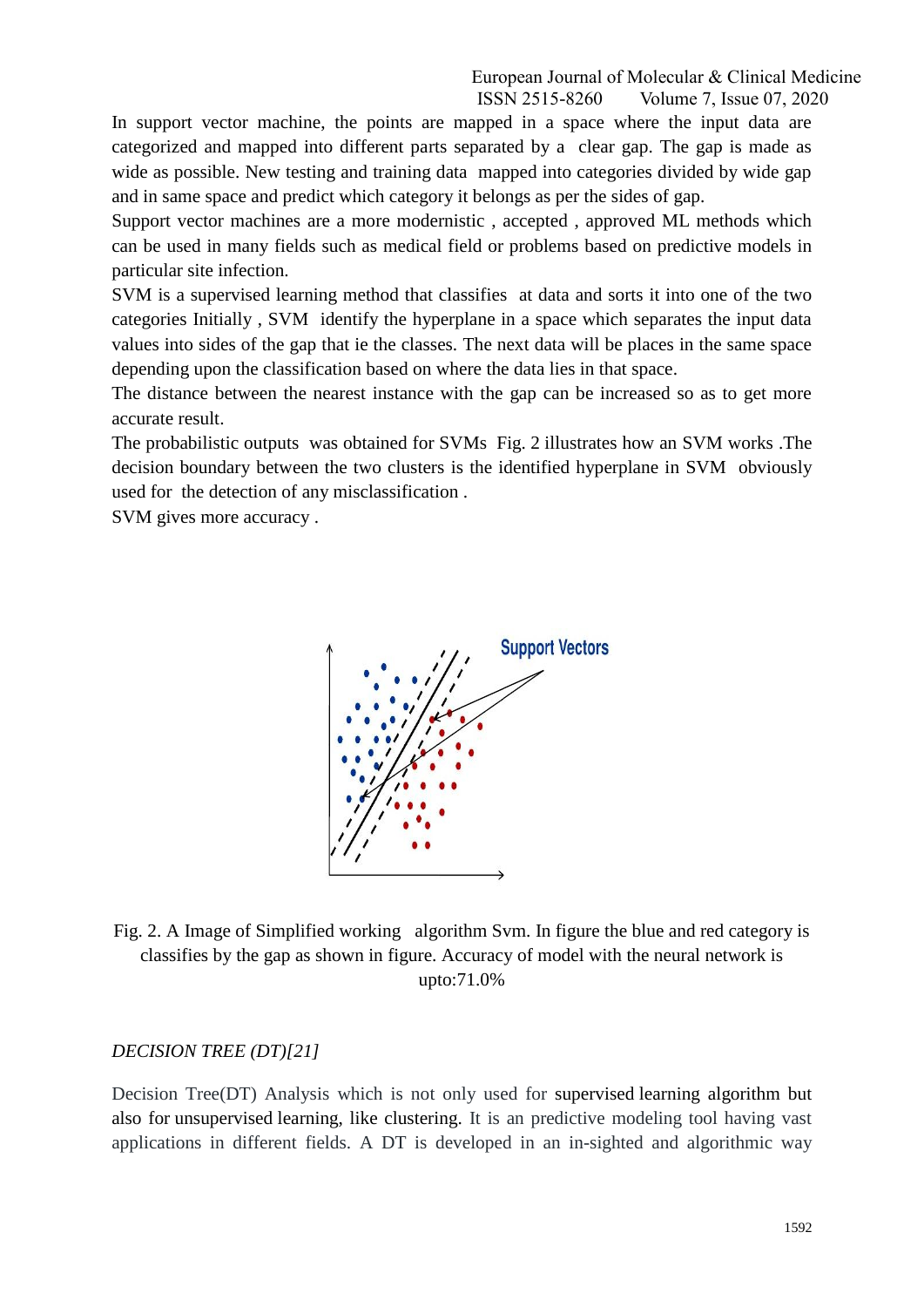In support vector machine, the points are mapped in a space where the input data are categorized and mapped into different parts separated by a clear gap. The gap is made as wide as possible. New testing and training data mapped into categories divided by wide gap and in same space and predict which category it belongs as per the sides of gap.

Support vector machines are a more modernistic , accepted , approved ML methods which can be used in many fields such as medical field or problems based on predictive models in particular site infection.

SVM is a supervised learning method that classifies at data and sorts it into one of the two categories Initially , SVM identify the hyperplane in a space which separates the input data values into sides of the gap that ie the classes. The next data will be places in the same space depending upon the classification based on where the data lies in that space.

The distance between the nearest instance with the gap can be increased so as to get more accurate result.

The probabilistic outputs was obtained for SVMs Fig. 2 illustrates how an SVM works .The decision boundary between the two clusters is the identified hyperplane in SVM obviously used for the detection of any misclassification .

SVM gives more accuracy .

Fig. 2. A Image of Simplified working algorithm Svm. In figure the blue and red category is classifies by the gap as shown in figure. Accuracy of model with the neural network is upto:71.0%

*DECISION TREE (DT)[21]*

Decision Tree(DT) Analysis which is not only used for supervised learning algorithm but also for unsupervised learning, like clustering. It is an predictive modeling tool having vast applications in different fields. A DT is developed in an in-sighted and algorithmic way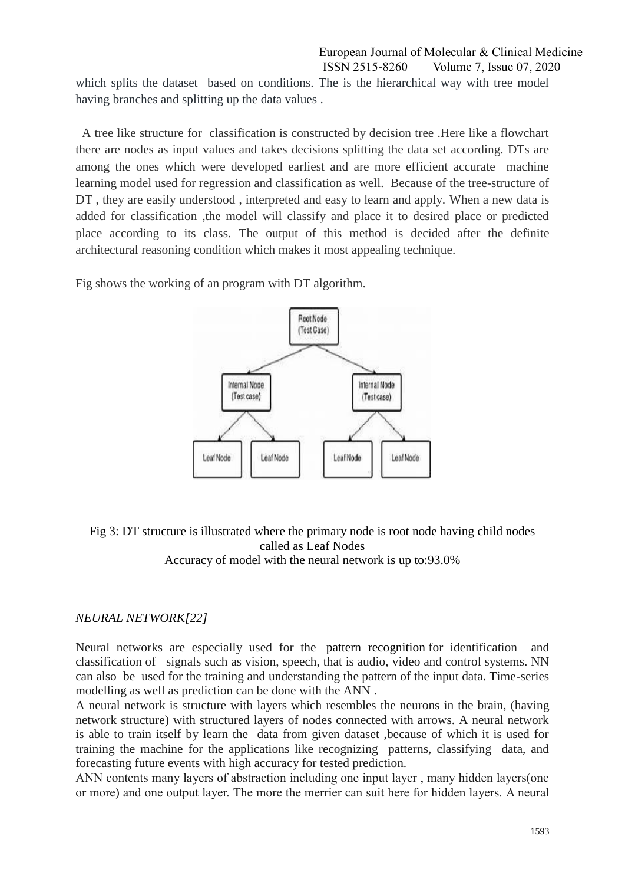which splits the dataset based on conditions. The is the hierarchical way with tree model having branches and splitting up the data values .

A tree like structure for classification is constructed by decision tree .Here like a flowchart there are nodes as input values and takes decisions splitting the data set according. DTs are among the ones which were developed earliest and are more efficient accurate machine learning model used for regression and classification as well. Because of the tree-structure of DT , they are easily understood , interpreted and easy to learn and apply. When a new data is added for classification ,the model will classify and place it to desired place or predicted place according to its class. The output of this method is decided after the definite architectural reasoning condition which makes it most appealing technique.

Fig shows the working of an program with DT algorithm.

Fig 3: DT structure is illustrated where the primary node is root node having child nodes called as Leaf Nodes

Accuracy of model with the neural network is up to:93.0%

*NEURAL NETWORK[22]*

Neural networks are especially used for the pattern recognition for identification and classification of signals such as vision, speech, that is audio, video and control systems. NN can also be used for the training and understanding the pattern of the input data. Time-series modelling as well as prediction can be done with the ANN .

A neural network is structure with layers which resembles the neurons in the brain, (having network structure) with structured layers of nodes connected with arrows. A neural network is able to train itself by learn the data from given dataset ,because of which it is used for training the machine for the applications like recognizing patterns, classifying data, and forecasting future events with high accuracy for tested prediction.

ANN contents many layers of abstraction including one input layer , many hidden layers(one or more) and one output layer. The more the merrier can suit here for hidden layers. A neural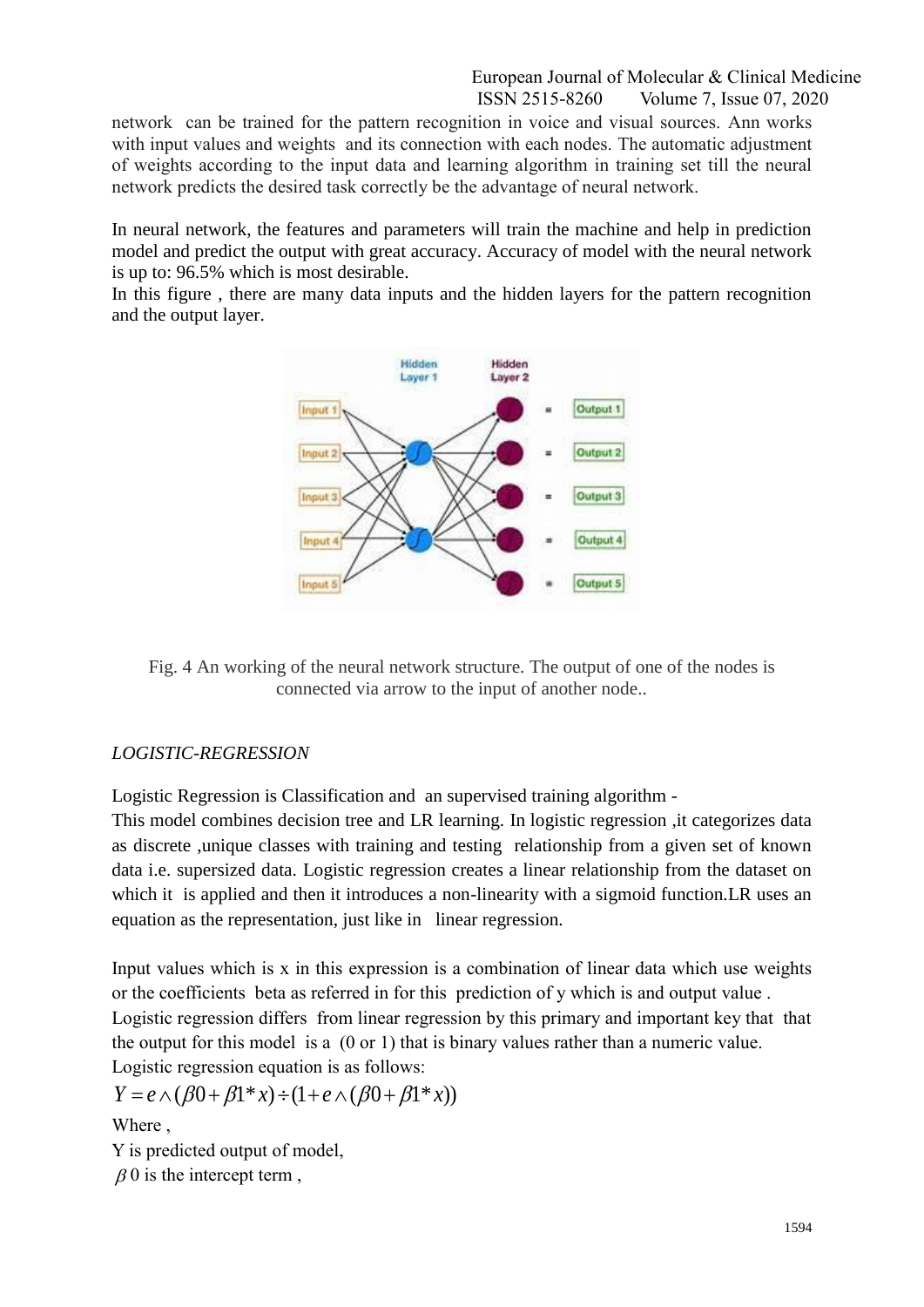network can be trained for the pattern recognition in voice and visual sources. Ann works with input values and weights and its connection with each nodes. The automatic adjustment of weights according to the input data and learning algorithm in training set till the neural network predicts the desired task correctly be the advantage of neural network.

In neural network, the features and parameters will train the machine and help in prediction model and predict the output with great accuracy. Accuracy of model with the neural network is up to: 96.5% which is most desirable.

In this figure , there are many data inputs and the hidden layers for the pattern recognition and the output layer.

Fig. 4 An working of the neural network structure. The output of one of the nodes is connected via arrow to the input of another node..

*LOGISTIC-REGRESSION*

Logistic Regression is Classification and an supervised training algorithm -

This model combines decision tree and LR learning. In logistic regression ,it categorizes data as discrete ,unique classes with training and testing relationship from a given set of known data i.e. supersized data. Logistic regression creates a linear relationship from the dataset on which it is applied and then it introduces a non-linearity with a sigmoid function.LR uses an equation as the representation, just like in linear regression.

Input values which is x in this expression is a combination of linear data which use weights or the coefficients beta as referred in for this prediction of y which is and output value .

Logistic regression differs from linear regression by this primary and important key that that the output for this model is a (0 or 1) that is binary values rather than a numeric value.

Logistic regression equation is as follows:

$$Y = e \wedge (\beta 0 + \beta 1 * x) \div (1 + e \wedge (\beta 0 + \beta 1 * x))$$

Where ,

Y is predicted output of model,

$\beta 0$ is the intercept term ,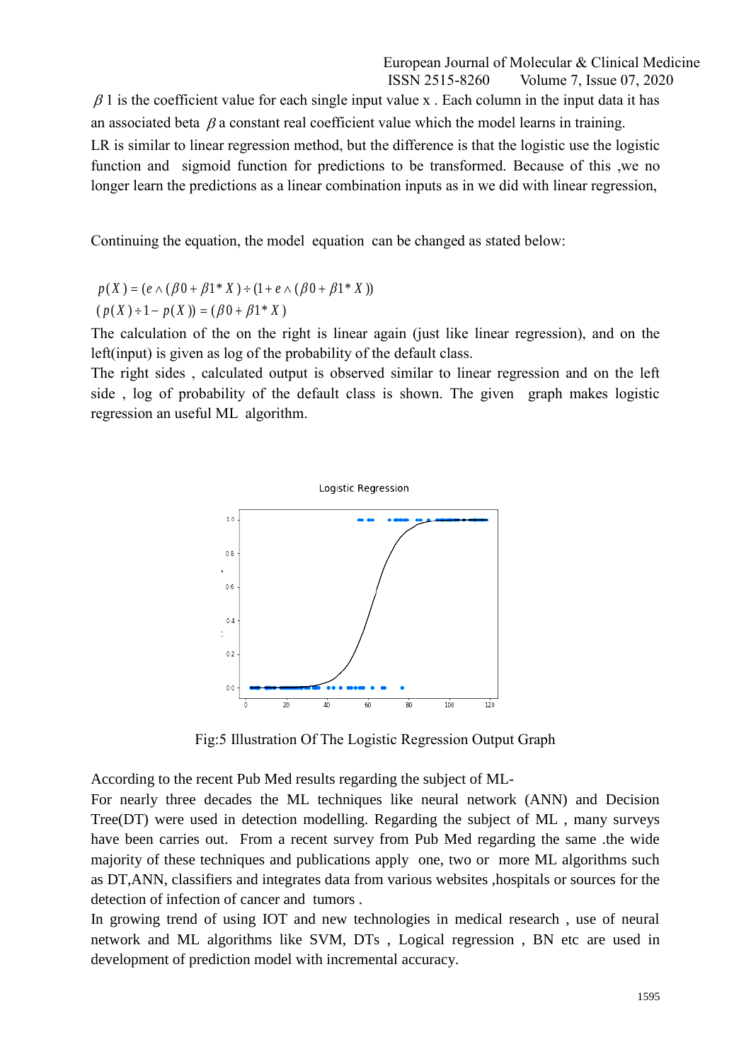$\beta$ 1 is the coefficient value for each single input value x . Each column in the input data it has an associated beta $\beta$ a constant real coefficient value which the model learns in training.

LR is similar to linear regression method, but the difference is that the logistic use the logistic function and sigmoid function for predictions to be transformed. Because of this ,we no longer learn the predictions as a linear combination inputs as in we did with linear regression,

Continuing the equation, the model equation can be changed as stated below:

$$p(X) = (e \wedge (\beta 0 + \beta 1 * X) \div (1 + e \wedge (\beta 0 + \beta 1 * X))$$

$$(p(X) \div 1 - p(X)) = (\beta 0 + \beta 1 * X)$$

The calculation of the on the right is linear again (just like linear regression), and on the left(input) is given as log of the probability of the default class.

The right sides , calculated output is observed similar to linear regression and on the left side , log of probability of the default class is shown. The given graph makes logistic regression an useful ML algorithm.

Fig:5 Illustration Of The Logistic Regression Output Graph

According to the recent Pub Med results regarding the subject of ML-

For nearly three decades the ML techniques like neural network (ANN) and Decision Tree(DT) were used in detection modelling. Regarding the subject of ML , many surveys have been carries out. From a recent survey from Pub Med regarding the same .the wide majority of these techniques and publications apply one, two or more ML algorithms such as DT,ANN, classifiers and integrates data from various websites ,hospitals or sources for the detection of infection of cancer and tumors .

In growing trend of using IOT and new technologies in medical research , use of neural network and ML algorithms like SVM, DTs , Logical regression , BN etc are used in development of prediction model with incremental accuracy.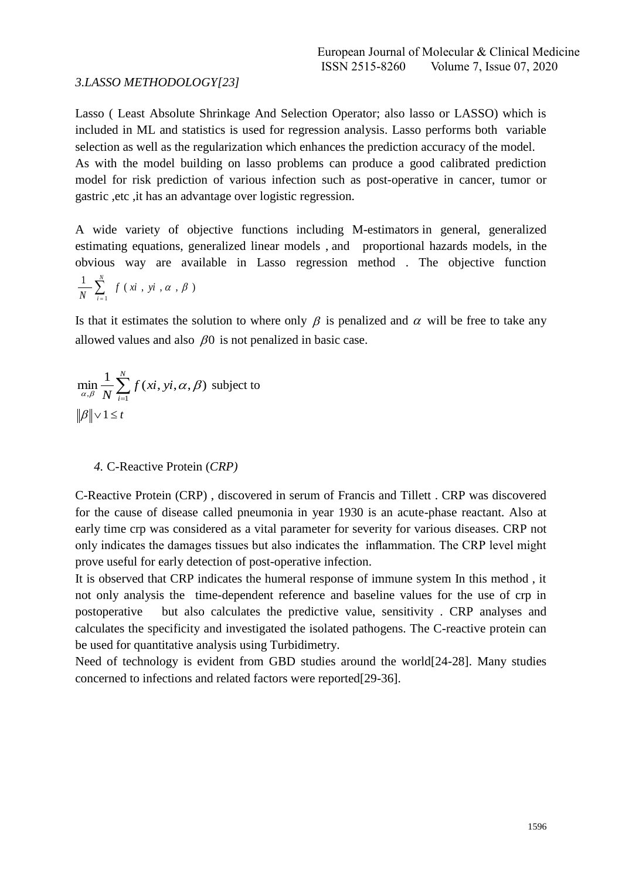*3.LASSO METHODOLOGY[23]*

Lasso ( Least Absolute Shrinkage And Selection Operator; also lasso or LASSO) which is included in ML and statistics is used for regression analysis. Lasso performs both variable selection as well as the regularization which enhances the prediction accuracy of the model. As with the model building on lasso problems can produce a good calibrated prediction model for risk prediction of various infection such as post-operative in cancer, tumor or gastric ,etc ,it has an advantage over logistic regression.

A wide variety of objective functions including M-estimators in general, generalized estimating equations, generalized linear models , and proportional hazards models, in the obvious way are available in Lasso regression method . The objective function $\frac{1}{N}\sum_{i=1}^{N} f(xi, yi, \alpha, \beta)$

Is that it estimates the solution to where only $\beta$ is penalized and $\alpha$ will be free to take any allowed values and also $\beta 0$ is not penalized in basic case.

$$\min_{\alpha,\beta} \frac{1}{N}\sum_{i=1}^{N} f(xi, yi, \alpha, \beta) \text{ subject to}$$

$$\|\beta\| \vee 1 \le t$$

## 4. C-Reactive Protein (*CRP)*

C-Reactive Protein (CRP) , discovered in serum of Francis and Tillett . CRP was discovered for the cause of disease called pneumonia in year 1930 is an acute-phase reactant. Also at early time crp was considered as a vital parameter for severity for various diseases. CRP not only indicates the damages tissues but also indicates the inflammation. The CRP level might prove useful for early detection of post-operative infection.

It is observed that CRP indicates the humeral response of immune system In this method , it not only analysis the time-dependent reference and baseline values for the use of crp in postoperative but also calculates the predictive value, sensitivity . CRP analyses and calculates the specificity and investigated the isolated pathogens. The C-reactive protein can be used for quantitative analysis using Turbidimetry.

Need of technology is evident from GBD studies around the world[24-28]. Many studies concerned to infections and related factors were reported[29-36].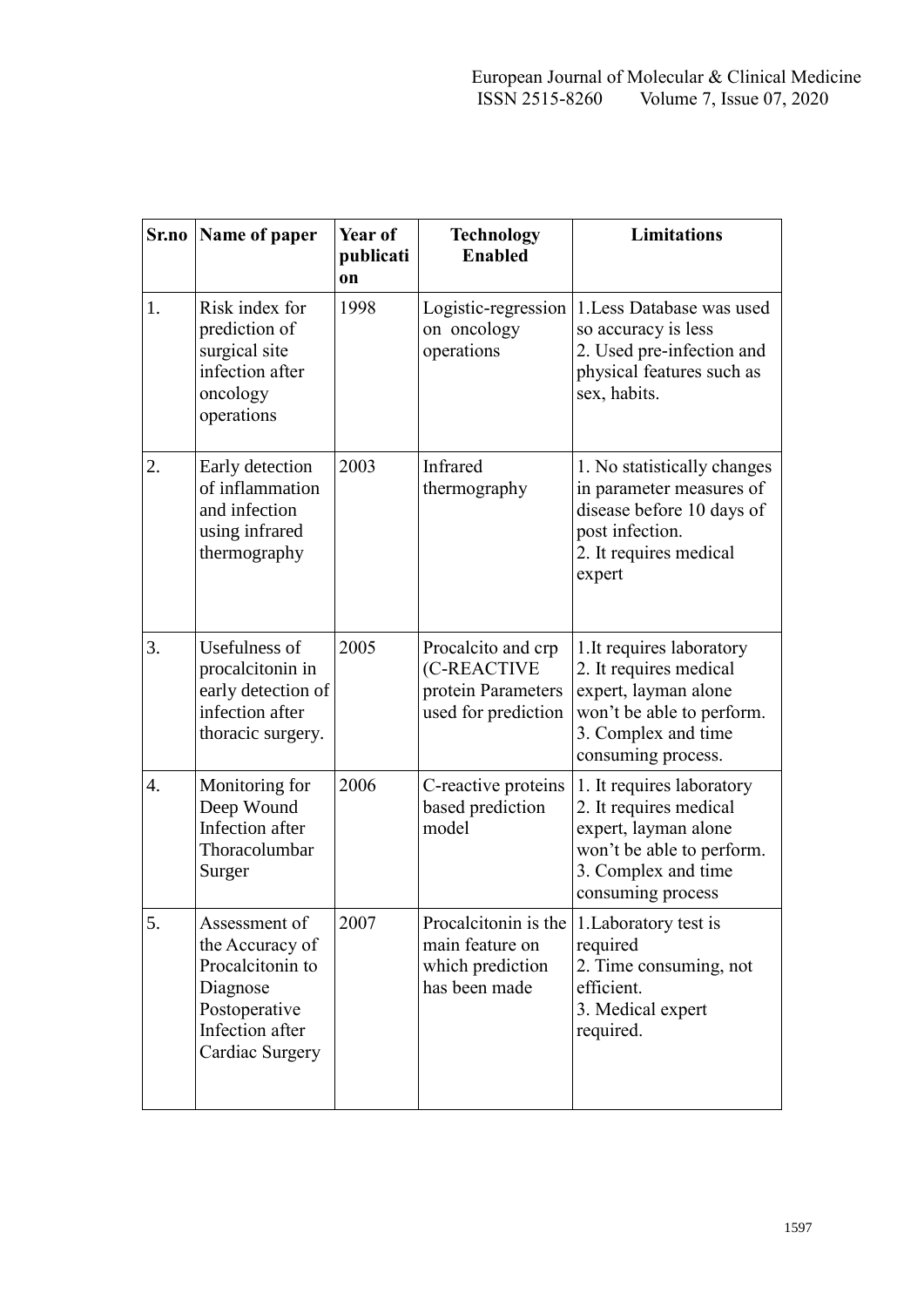| Sr.no | Name of paper | Year of publication | Technology Enabled | Limitations |
|---|---|---|---|---|
| 1. | Risk index for prediction of surgical site infection after oncology operations | 1998 | Logistic-regression on oncology operations | 1.Less Database was used so accuracy is less<br>2. Used pre-infection and physical features such as sex, habits. |
| 2. | Early detection of inflammation and infection using infrared thermography | 2003 | Infrared thermography | 1. No statistically changes in parameter measures of disease before 10 days of post infection.<br>2. It requires medical expert |
| 3. | Usefulness of procalcitonin in early detection of infection after thoracic surgery. | 2005 | Procalcito and crp (C-REACTIVE protein Parameters used for prediction | 1.It requires laboratory<br>2. It requires medical expert, layman alone won't be able to perform.<br>3. Complex and time consuming process. |
| 4. | Monitoring for Deep Wound Infection after Thoracolumbar Surger | 2006 | C-reactive proteins based prediction model | 1. It requires laboratory<br>2. It requires medical expert, layman alone won't be able to perform.<br>3. Complex and time consuming process |
| 5. | Assessment of the Accuracy of Procalcitonin to Diagnose Postoperative Infection after Cardiac Surgery | 2007 | Procalcitonin is the main feature on which prediction has been made | 1.Laboratory test is required<br>2. Time consuming, not efficient.<br>3. Medical expert required. |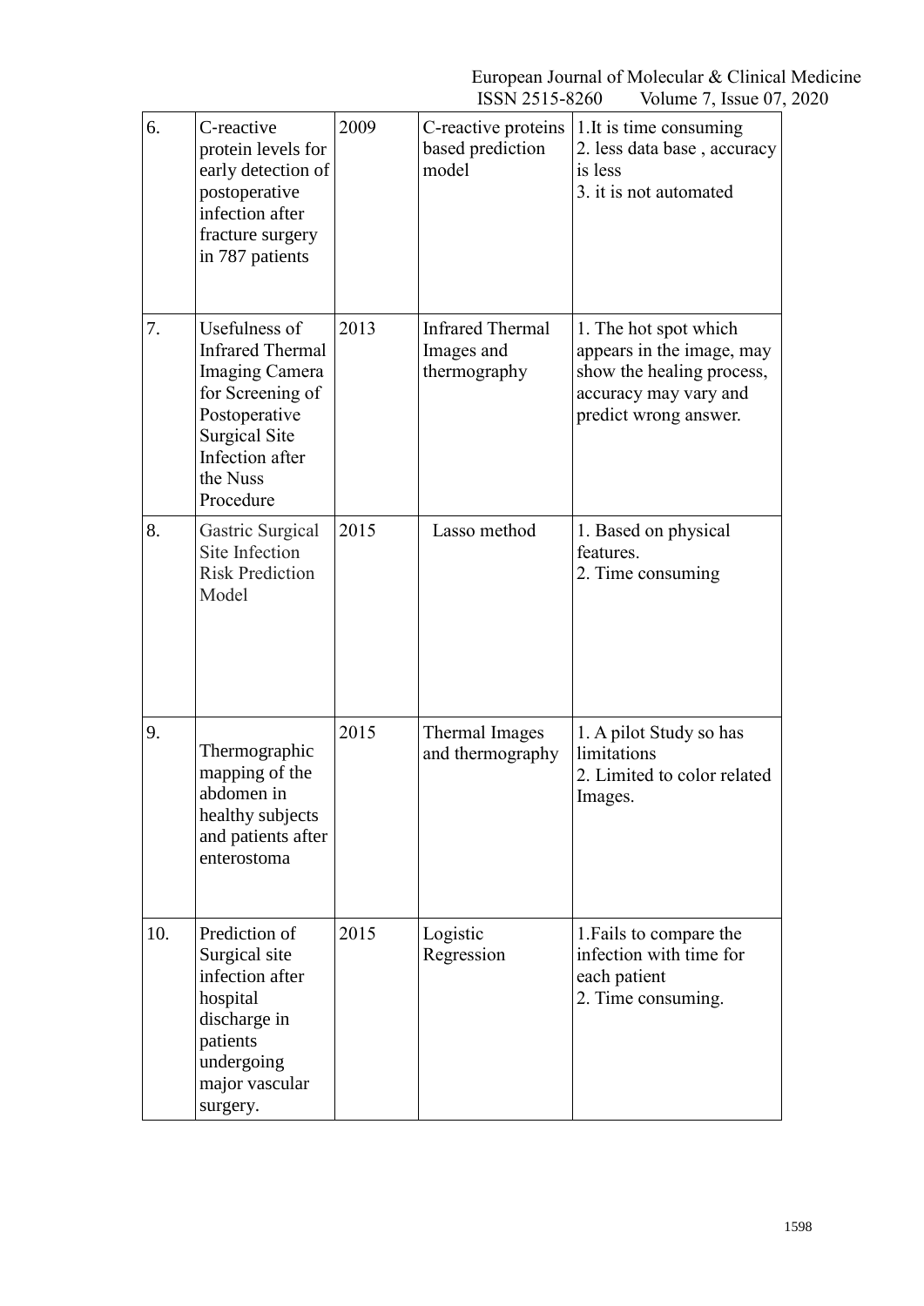| 6. | C-reactive protein levels for early detection of postoperative infection after fracture surgery in 787 patients | 2009 | C-reactive proteins based prediction model | 1.It is time consuming<br>2. less data base , accuracy is less<br>3. it is not automated |
|---|---|---|---|---|
| 7. | Usefulness of Infrared Thermal Imaging Camera for Screening of Postoperative Surgical Site Infection after the Nuss Procedure | 2013 | Infrared Thermal Images and thermography | 1. The hot spot which appears in the image, may show the healing process, accuracy may vary and predict wrong answer. |
| 8. | Gastric Surgical Site Infection Risk Prediction Model | 2015 | Lasso method | 1. Based on physical features.<br>2. Time consuming |
| 9. | Thermographic mapping of the abdomen in healthy subjects and patients after enterostoma | 2015 | Thermal Images and thermography | 1. A pilot Study so has limitations<br>2. Limited to color related Images. |
| 10. | Prediction of Surgical site infection after hospital discharge in patients undergoing major vascular surgery. | 2015 | Logistic Regression | 1.Fails to compare the infection with time for each patient<br>2. Time consuming. |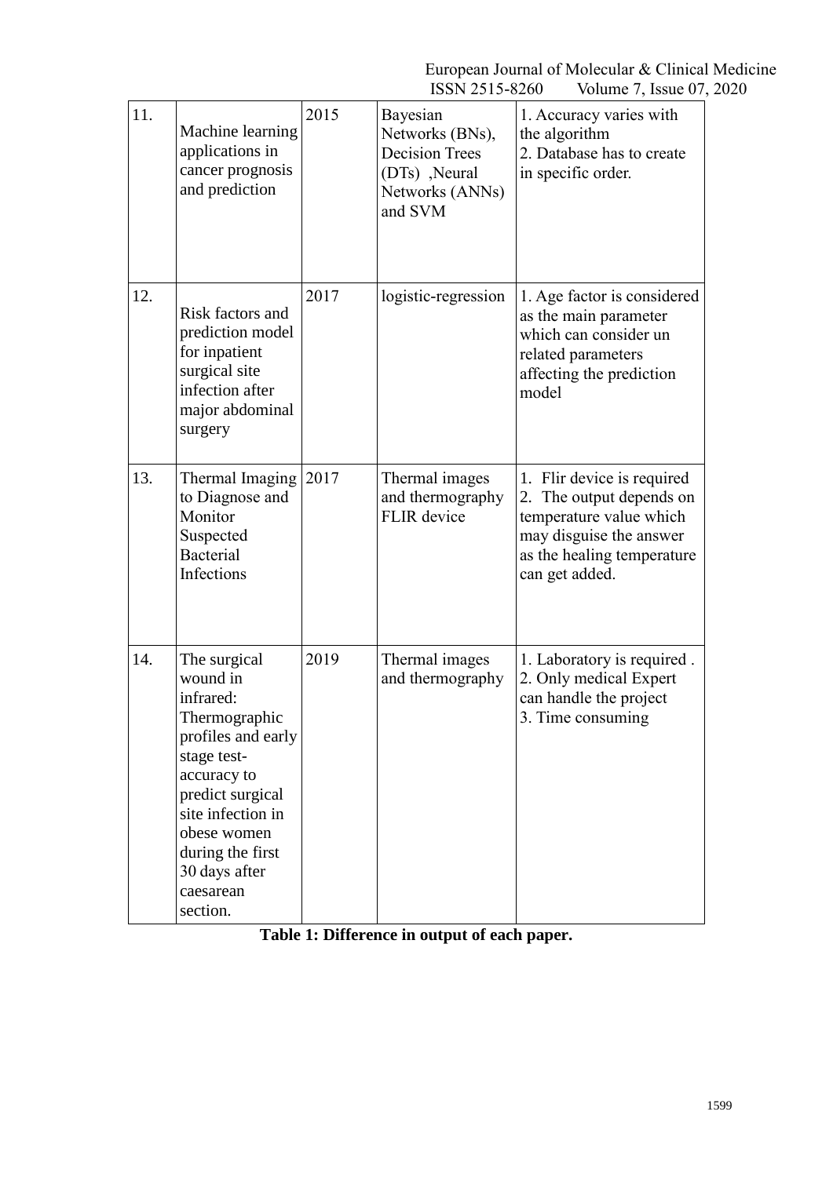| | | | | |
|---|---|---|---|---|
| 11. | Machine learning applications in cancer prognosis and prediction | 2015 | Bayesian Networks (BNs), Decision Trees (DTs) ,Neural Networks (ANNs) and SVM | 1. Accuracy varies with the algorithm<br>2. Database has to create in specific order. |
| 12. | Risk factors and prediction model for inpatient surgical site infection after major abdominal surgery | 2017 | logistic-regression | 1. Age factor is considered as the main parameter which can consider un related parameters affecting the prediction model |
| 13. | Thermal Imaging to Diagnose and Monitor Suspected Bacterial Infections | 2017 | Thermal images and thermography FLIR device | 1. Flir device is required<br>2. The output depends on temperature value which may disguise the answer as the healing temperature can get added. |
| 14. | The surgical wound in infrared: Thermographic profiles and early stage test-accuracy to predict surgical site infection in obese women during the first 30 days after caesarean section. | 2019 | Thermal images and thermography | 1. Laboratory is required .<br>2. Only medical Expert can handle the project<br>3. Time consuming |

**Table 1: Difference in output of each paper.**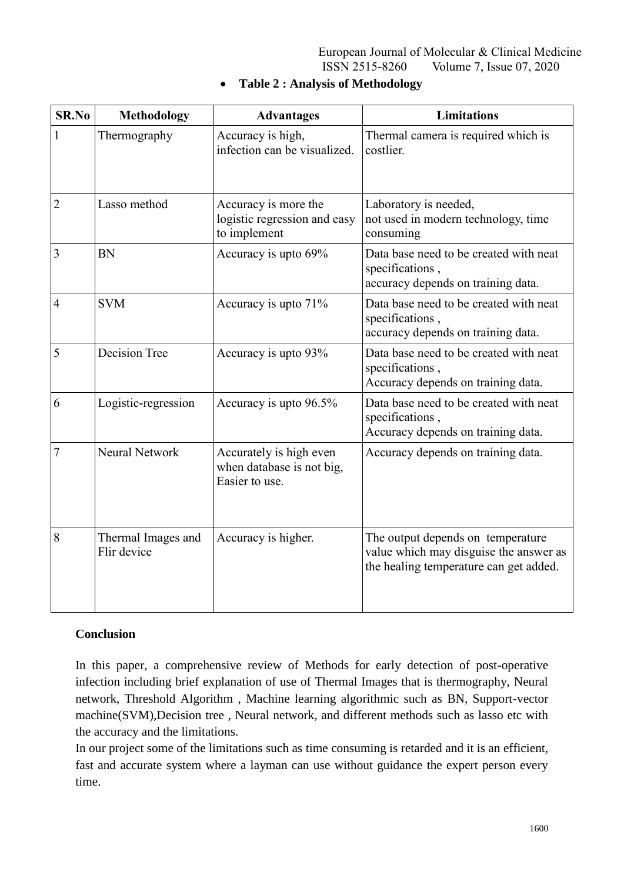- **Table 2 : Analysis of Methodology**

| SR.No | Methodology | Advantages | Limitations |
|---|---|---|---|
| 1 | Thermography | Accuracy is high, infection can be visualized. | Thermal camera is required which is costlier. |
| 2 | Lasso method | Accuracy is more the logistic regression and easy to implement | Laboratory is needed, not used in modern technology, time consuming |
| 3 | BN | Accuracy is upto 69% | Data base need to be created with neat specifications , accuracy depends on training data. |
| 4 | SVM | Accuracy is upto 71% | Data base need to be created with neat specifications , accuracy depends on training data. |
| 5 | Decision Tree | Accuracy is upto 93% | Data base need to be created with neat specifications , Accuracy depends on training data. |
| 6 | Logistic-regression | Accuracy is upto 96.5% | Data base need to be created with neat specifications , Accuracy depends on training data. |
| 7 | Neural Network | Accurately is high even when database is not big, Easier to use. | Accuracy depends on training data. |
| 8 | Thermal Images and Flir device | Accuracy is higher. | The output depends on temperature value which may disguise the answer as the healing temperature can get added. |

**Conclusion**

In this paper, a comprehensive review of Methods for early detection of post-operative infection including brief explanation of use of Thermal Images that is thermography, Neural network, Threshold Algorithm , Machine learning algorithmic such as BN, Support-vector machine(SVM),Decision tree , Neural network, and different methods such as lasso etc with the accuracy and the limitations.

In our project some of the limitations such as time consuming is retarded and it is an efficient, fast and accurate system where a layman can use without guidance the expert person every time.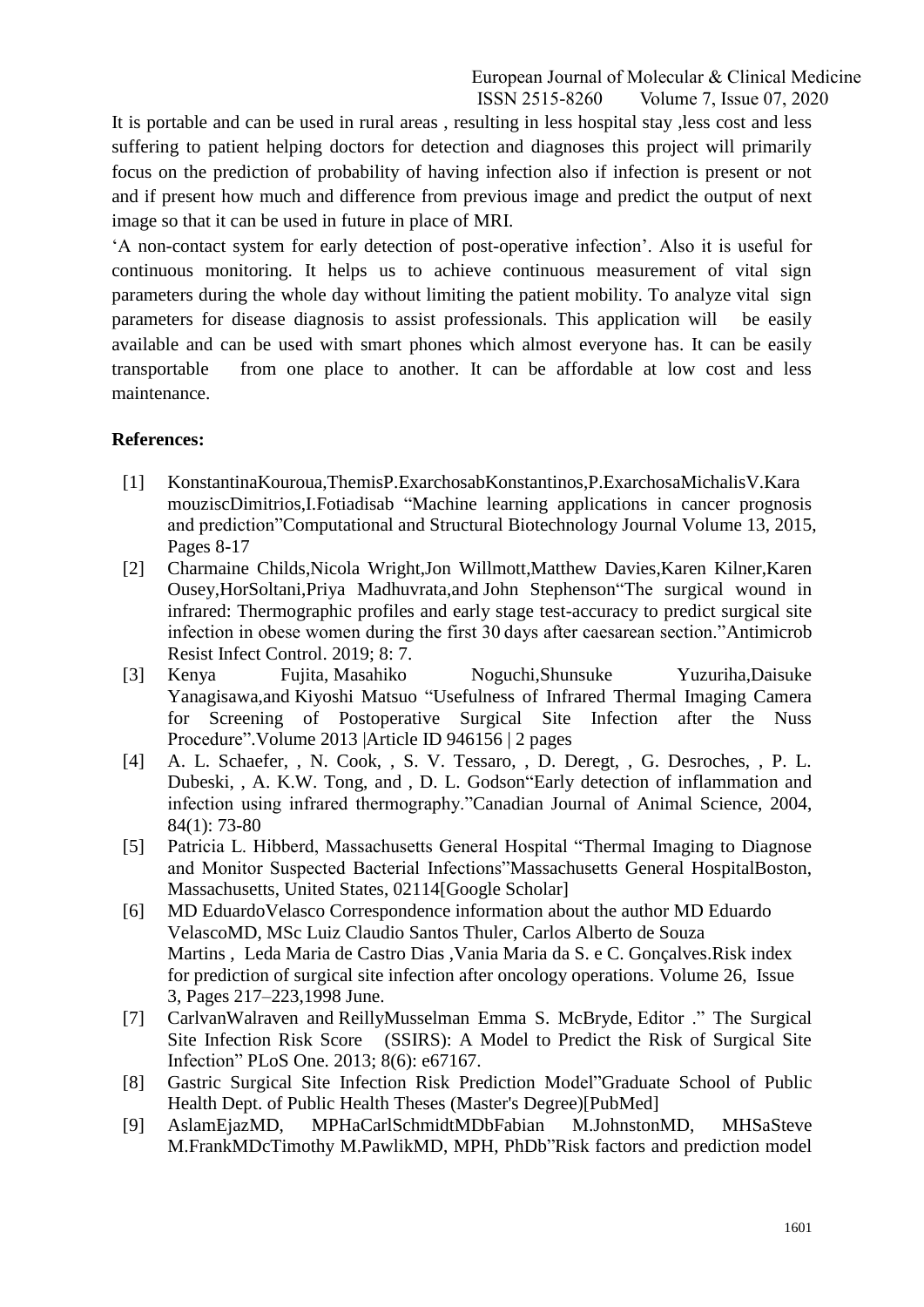It is portable and can be used in rural areas , resulting in less hospital stay ,less cost and less suffering to patient helping doctors for detection and diagnoses this project will primarily focus on the prediction of probability of having infection also if infection is present or not and if present how much and difference from previous image and predict the output of next image so that it can be used in future in place of MRI.

'A non-contact system for early detection of post-operative infection'. Also it is useful for continuous monitoring. It helps us to achieve continuous measurement of vital sign parameters during the whole day without limiting the patient mobility. To analyze vital sign parameters for disease diagnosis to assist professionals. This application will be easily available and can be used with smart phones which almost everyone has. It can be easily transportable from one place to another. It can be affordable at low cost and less maintenance.

**References:**

[1] KonstantinaKouroua,ThemisP.ExarchosabKonstantinos,P.ExarchosaMichalisV.Kara mouziscDimitrios,I.Fotiadisab "Machine learning applications in cancer prognosis and prediction"Computational and Structural Biotechnology Journal Volume 13, 2015, Pages 8-17

[2] Charmaine Childs,Nicola Wright,Jon Willmott,Matthew Davies,Karen Kilner,Karen Ousey,HorSoltani,Priya Madhuvrata,and John Stephenson"The surgical wound in infrared: Thermographic profiles and early stage test-accuracy to predict surgical site infection in obese women during the first 30 days after caesarean section."Antimicrob Resist Infect Control. 2019; 8: 7.

[3] Kenya Fujita, Masahiko Noguchi,Shunsuke Yuzuriha,Daisuke Yanagisawa,and Kiyoshi Matsuo "Usefulness of Infrared Thermal Imaging Camera for Screening of Postoperative Surgical Site Infection after the Nuss Procedure".Volume 2013 |Article ID 946156 | 2 pages

[4] A. L. Schaefer, , N. Cook, , S. V. Tessaro, , D. Deregt, , G. Desroches, , P. L. Dubeski, , A. K.W. Tong, and , D. L. Godson"Early detection of inflammation and infection using infrared thermography."Canadian Journal of Animal Science, 2004, 84(1): 73-80

[5] Patricia L. Hibberd, Massachusetts General Hospital "Thermal Imaging to Diagnose and Monitor Suspected Bacterial Infections"Massachusetts General HospitalBoston, Massachusetts, United States, 02114[Google Scholar]

[6] MD EduardoVelasco Correspondence information about the author MD Eduardo VelascoMD, MSc Luiz Claudio Santos Thuler, Carlos Alberto de Souza Martins , Leda Maria de Castro Dias ,Vania Maria da S. e C. Gonçalves.Risk index for prediction of surgical site infection after oncology operations. Volume 26, Issue 3, Pages 217–223,1998 June.

[7] CarlvanWalraven and ReillyMusselman Emma S. McBryde, Editor ." The Surgical Site Infection Risk Score (SSIRS): A Model to Predict the Risk of Surgical Site Infection" PLoS One. 2013; 8(6): e67167.

[8] Gastric Surgical Site Infection Risk Prediction Model"Graduate School of Public Health Dept. of Public Health Theses (Master's Degree)[PubMed]

[9] AslamEjazMD, MPHaCarlSchmidtMDbFabian M.JohnstonMD, MHSaSteve M.FrankMDcTimothy M.PawlikMD, MPH, PhDb"Risk factors and prediction model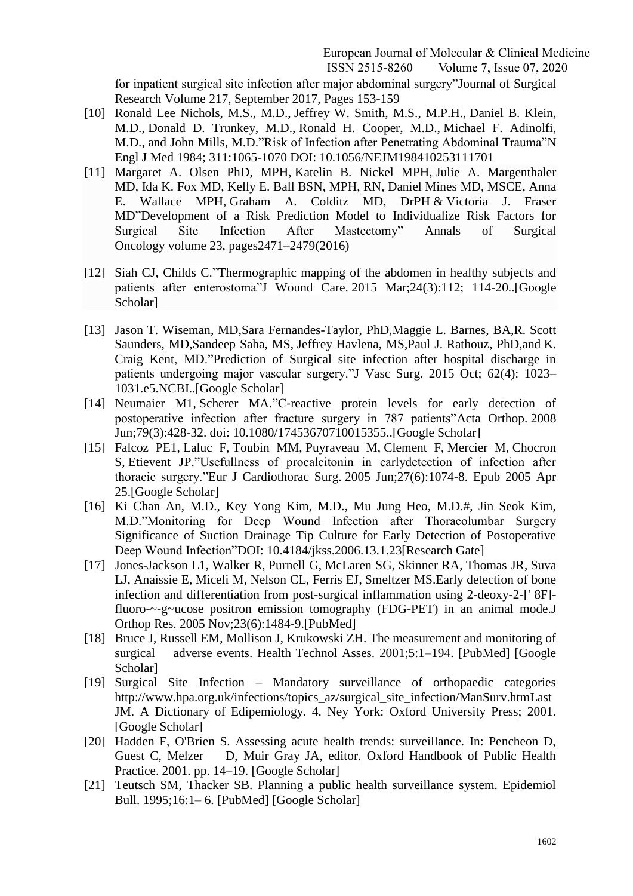for inpatient surgical site infection after major abdominal surgery"Journal of Surgical Research Volume 217, September 2017, Pages 153-159

[10] Ronald Lee Nichols, M.S., M.D., Jeffrey W. Smith, M.S., M.P.H., Daniel B. Klein, M.D., Donald D. Trunkey, M.D., Ronald H. Cooper, M.D., Michael F. Adinolfi, M.D., and John Mills, M.D."Risk of Infection after Penetrating Abdominal Trauma"N Engl J Med 1984; 311:1065-1070 DOI: 10.1056/NEJM198410253111701

[11] Margaret A. Olsen PhD, MPH, Katelin B. Nickel MPH, Julie A. Margenthaler MD, Ida K. Fox MD, Kelly E. Ball BSN, MPH, RN, Daniel Mines MD, MSCE, Anna E. Wallace MPH, Graham A. Colditz MD, DrPH & Victoria J. Fraser MD"Development of a Risk Prediction Model to Individualize Risk Factors for Surgical Site Infection After Mastectomy" Annals of Surgical Oncology volume 23, pages2471–2479(2016)

[12] Siah CJ, Childs C."Thermographic mapping of the abdomen in healthy subjects and patients after enterostoma"J Wound Care. 2015 Mar;24(3):112; 114-20..[Google Scholar]

[13] Jason T. Wiseman, MD,Sara Fernandes-Taylor, PhD,Maggie L. Barnes, BA,R. Scott Saunders, MD,Sandeep Saha, MS, Jeffrey Havlena, MS,Paul J. Rathouz, PhD,and K. Craig Kent, MD."Prediction of Surgical site infection after hospital discharge in patients undergoing major vascular surgery."J Vasc Surg. 2015 Oct; 62(4): 1023–1031.e5.NCBI..[Google Scholar]

[14] Neumaier M1, Scherer MA."C-reactive protein levels for early detection of postoperative infection after fracture surgery in 787 patients"Acta Orthop. 2008 Jun;79(3):428-32. doi: 10.1080/17453670710015355..[Google Scholar]

[15] Falcoz PE1, Laluc F, Toubin MM, Puyraveau M, Clement F, Mercier M, Chocron S, Etievent JP."Usefullness of procalcitonin in earlydetection of infection after thoracic surgery."Eur J Cardiothorac Surg. 2005 Jun;27(6):1074-8. Epub 2005 Apr 25.[Google Scholar]

[16] Ki Chan An, M.D., Key Yong Kim, M.D., Mu Jung Heo, M.D.#, Jin Seok Kim, M.D."Monitoring for Deep Wound Infection after Thoracolumbar Surgery Significance of Suction Drainage Tip Culture for Early Detection of Postoperative Deep Wound Infection"DOI: 10.4184/jkss.2006.13.1.23[Research Gate]

[17] Jones-Jackson L1, Walker R, Purnell G, McLaren SG, Skinner RA, Thomas JR, Suva LJ, Anaissie E, Miceli M, Nelson CL, Ferris EJ, Smeltzer MS.Early detection of bone infection and differentiation from post-surgical inflammation using 2-deoxy-2-[' 8F]-fluoro-~-g~ucose positron emission tomography (FDG-PET) in an animal mode.J Orthop Res. 2005 Nov;23(6):1484-9.[PubMed]

[18] Bruce J, Russell EM, Mollison J, Krukowski ZH. The measurement and monitoring of surgical adverse events. Health Technol Asses. 2001;5:1–194. [PubMed] [Google Scholar]

[19] Surgical Site Infection – Mandatory surveillance of orthopaedic categories http://www.hpa.org.uk/infections/topics_az/surgical_site_infection/ManSurv.htmLast JM. A Dictionary of Edipemiology. 4. Ney York: Oxford University Press; 2001. [Google Scholar]

[20] Hadden F, O'Brien S. Assessing acute health trends: surveillance. In: Pencheon D, Guest C, Melzer D, Muir Gray JA, editor. Oxford Handbook of Public Health Practice. 2001. pp. 14–19. [Google Scholar]

[21] Teutsch SM, Thacker SB. Planning a public health surveillance system. Epidemiol Bull. 1995;16:1– 6. [PubMed] [Google Scholar]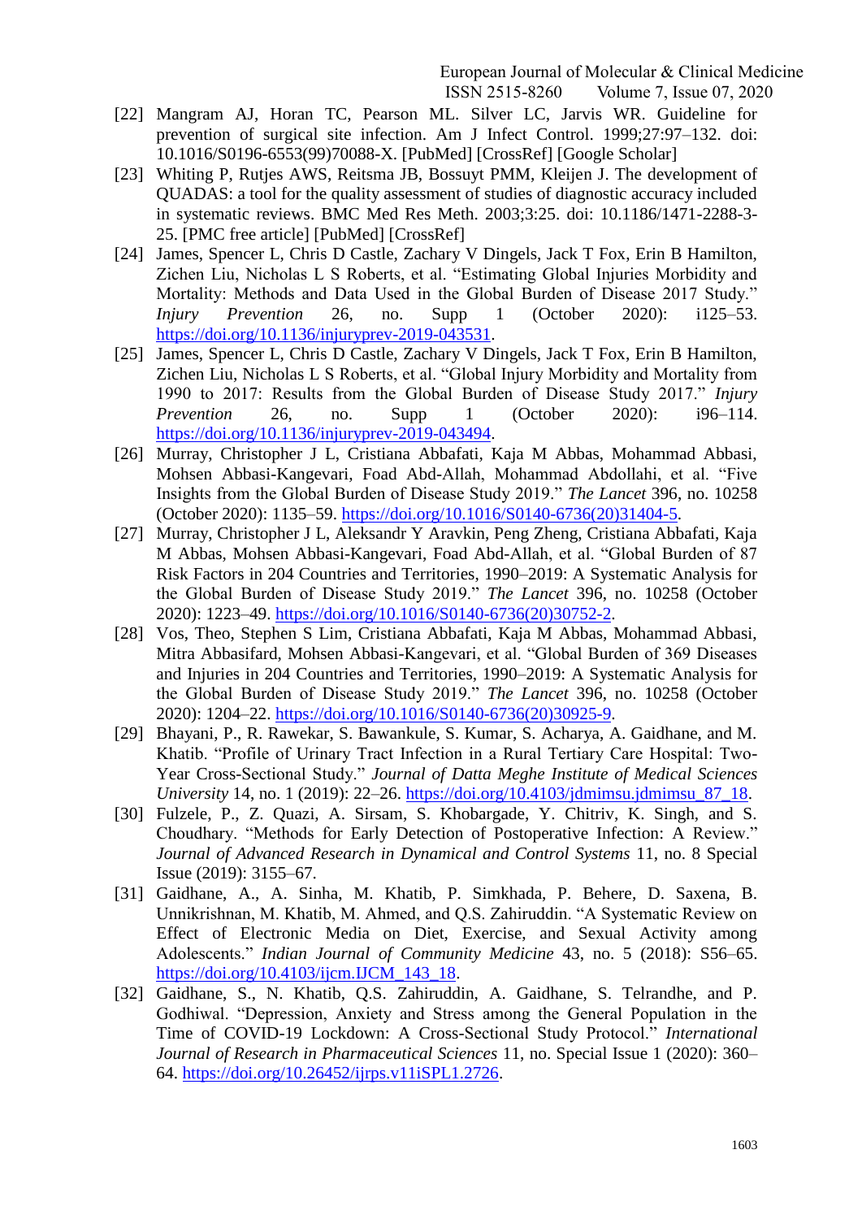[22] Mangram AJ, Horan TC, Pearson ML. Silver LC, Jarvis WR. Guideline for prevention of surgical site infection. Am J Infect Control. 1999;27:97–132. doi: 10.1016/S0196-6553(99)70088-X. [PubMed] [CrossRef] [Google Scholar]

[23] Whiting P, Rutjes AWS, Reitsma JB, Bossuyt PMM, Kleijen J. The development of QUADAS: a tool for the quality assessment of studies of diagnostic accuracy included in systematic reviews. BMC Med Res Meth. 2003;3:25. doi: 10.1186/1471-2288-3-25. [PMC free article] [PubMed] [CrossRef]

[24] James, Spencer L, Chris D Castle, Zachary V Dingels, Jack T Fox, Erin B Hamilton, Zichen Liu, Nicholas L S Roberts, et al. "Estimating Global Injuries Morbidity and Mortality: Methods and Data Used in the Global Burden of Disease 2017 Study." *Injury Prevention* 26, no. Supp 1 (October 2020): i125–53. https://doi.org/10.1136/injuryprev-2019-043531.

[25] James, Spencer L, Chris D Castle, Zachary V Dingels, Jack T Fox, Erin B Hamilton, Zichen Liu, Nicholas L S Roberts, et al. "Global Injury Morbidity and Mortality from 1990 to 2017: Results from the Global Burden of Disease Study 2017." *Injury Prevention* 26, no. Supp 1 (October 2020): i96–114. https://doi.org/10.1136/injuryprev-2019-043494.

[26] Murray, Christopher J L, Cristiana Abbafati, Kaja M Abbas, Mohammad Abbasi, Mohsen Abbasi-Kangevari, Foad Abd-Allah, Mohammad Abdollahi, et al. "Five Insights from the Global Burden of Disease Study 2019." *The Lancet* 396, no. 10258 (October 2020): 1135–59. https://doi.org/10.1016/S0140-6736(20)31404-5.

[27] Murray, Christopher J L, Aleksandr Y Aravkin, Peng Zheng, Cristiana Abbafati, Kaja M Abbas, Mohsen Abbasi-Kangevari, Foad Abd-Allah, et al. "Global Burden of 87 Risk Factors in 204 Countries and Territories, 1990–2019: A Systematic Analysis for the Global Burden of Disease Study 2019." *The Lancet* 396, no. 10258 (October 2020): 1223–49. https://doi.org/10.1016/S0140-6736(20)30752-2.

[28] Vos, Theo, Stephen S Lim, Cristiana Abbafati, Kaja M Abbas, Mohammad Abbasi, Mitra Abbasifard, Mohsen Abbasi-Kangevari, et al. "Global Burden of 369 Diseases and Injuries in 204 Countries and Territories, 1990–2019: A Systematic Analysis for the Global Burden of Disease Study 2019." *The Lancet* 396, no. 10258 (October 2020): 1204–22. https://doi.org/10.1016/S0140-6736(20)30925-9.

[29] Bhayani, P., R. Rawekar, S. Bawankule, S. Kumar, S. Acharya, A. Gaidhane, and M. Khatib. "Profile of Urinary Tract Infection in a Rural Tertiary Care Hospital: Two-Year Cross-Sectional Study." *Journal of Datta Meghe Institute of Medical Sciences University* 14, no. 1 (2019): 22–26. https://doi.org/10.4103/jdmimsu.jdmimsu_87_18.

[30] Fulzele, P., Z. Quazi, A. Sirsam, S. Khobargade, Y. Chitriv, K. Singh, and S. Choudhary. "Methods for Early Detection of Postoperative Infection: A Review." *Journal of Advanced Research in Dynamical and Control Systems* 11, no. 8 Special Issue (2019): 3155–67.

[31] Gaidhane, A., A. Sinha, M. Khatib, P. Simkhada, P. Behere, D. Saxena, B. Unnikrishnan, M. Khatib, M. Ahmed, and Q.S. Zahiruddin. "A Systematic Review on Effect of Electronic Media on Diet, Exercise, and Sexual Activity among Adolescents." *Indian Journal of Community Medicine* 43, no. 5 (2018): S56–65. https://doi.org/10.4103/ijcm.IJCM_143_18.

[32] Gaidhane, S., N. Khatib, Q.S. Zahiruddin, A. Gaidhane, S. Telrandhe, and P. Godhiwal. "Depression, Anxiety and Stress among the General Population in the Time of COVID-19 Lockdown: A Cross-Sectional Study Protocol." *International Journal of Research in Pharmaceutical Sciences* 11, no. Special Issue 1 (2020): 360–64. https://doi.org/10.26452/ijrps.v11iSPL1.2726.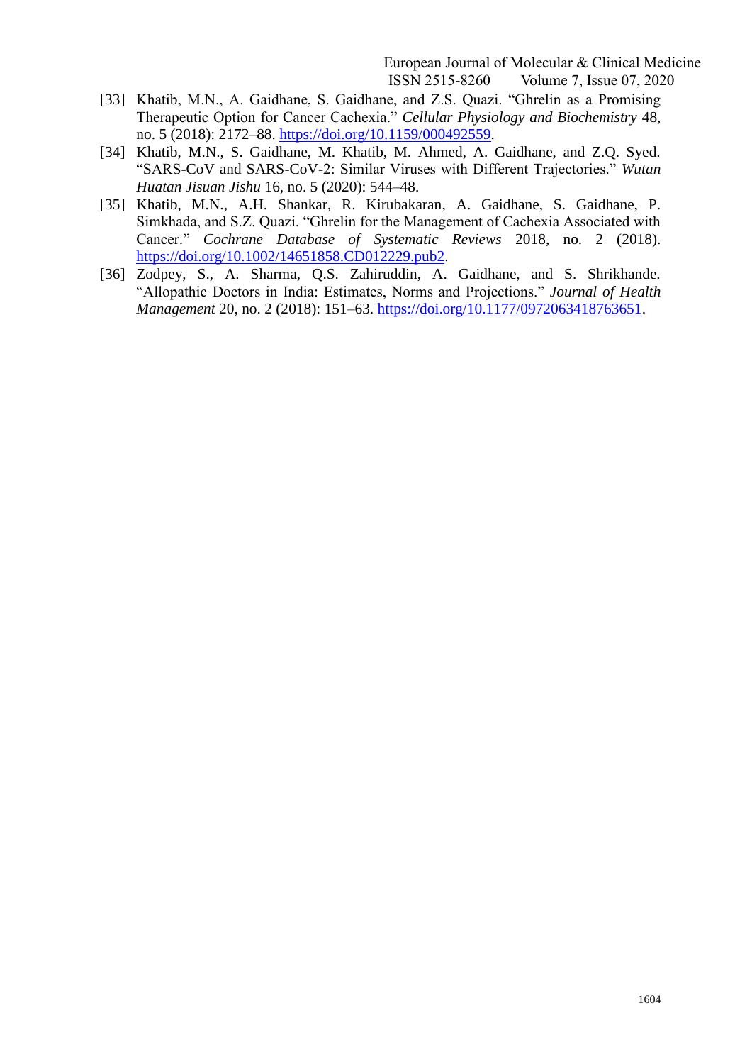[33] Khatib, M.N., A. Gaidhane, S. Gaidhane, and Z.S. Quazi. "Ghrelin as a Promising Therapeutic Option for Cancer Cachexia." *Cellular Physiology and Biochemistry* 48, no. 5 (2018): 2172–88. https://doi.org/10.1159/000492559.

[34] Khatib, M.N., S. Gaidhane, M. Khatib, M. Ahmed, A. Gaidhane, and Z.Q. Syed. "SARS-CoV and SARS-CoV-2: Similar Viruses with Different Trajectories." *Wutan Huatan Jisuan Jishu* 16, no. 5 (2020): 544–48.

[35] Khatib, M.N., A.H. Shankar, R. Kirubakaran, A. Gaidhane, S. Gaidhane, P. Simkhada, and S.Z. Quazi. "Ghrelin for the Management of Cachexia Associated with Cancer." *Cochrane Database of Systematic Reviews* 2018, no. 2 (2018). https://doi.org/10.1002/14651858.CD012229.pub2.

[36] Zodpey, S., A. Sharma, Q.S. Zahiruddin, A. Gaidhane, and S. Shrikhande. "Allopathic Doctors in India: Estimates, Norms and Projections." *Journal of Health Management* 20, no. 2 (2018): 151–63. https://doi.org/10.1177/0972063418763651.